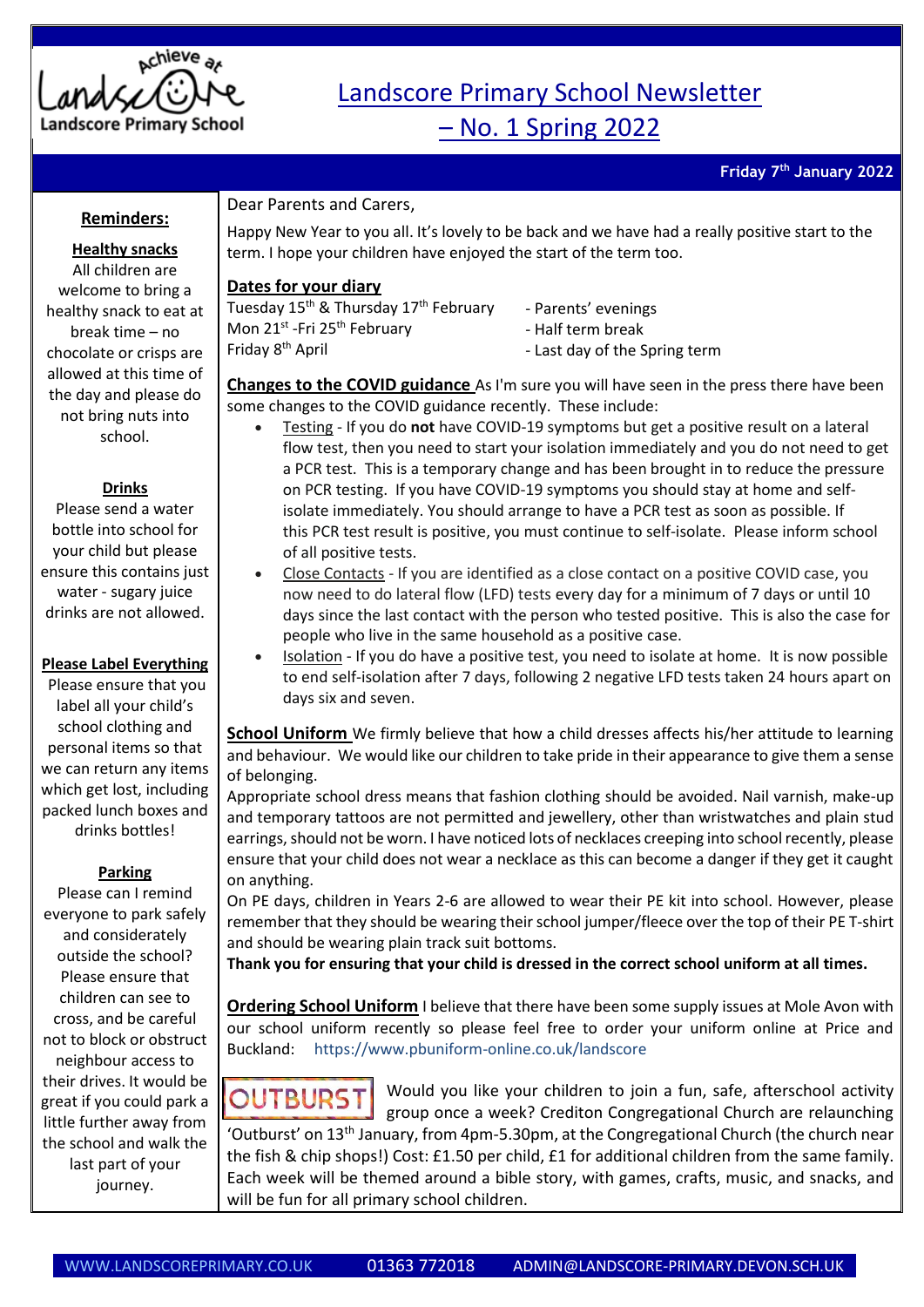# Landscore Primary School Newsletter – No. 1 Spring 2022

**Friday 7th January 2022**

Dear Parents and Carers,

Happy New Year to you all. It's lovely to be back and we have had a really positive start to the term. I hope your children have enjoyed the start of the term too.

## Dates for your diary

| | |
|---|---|
| Tuesday 15th & Thursday 17th February | - Parents' evenings |
| Mon 21st -Fri 25th February | - Half term break |
| Friday 8th April | - Last day of the Spring term |

**Changes to the COVID guidance** As I'm sure you will have seen in the press there have been some changes to the COVID guidance recently. These include:

- Testing - If you do **not** have COVID-19 symptoms but get a positive result on a lateral flow test, then you need to start your isolation immediately and you do not need to get a PCR test. This is a temporary change and has been brought in to reduce the pressure on PCR testing. If you have COVID-19 symptoms you should stay at home and self-isolate immediately. You should arrange to have a PCR test as soon as possible. If this PCR test result is positive, you must continue to self-isolate. Please inform school of all positive tests.
- Close Contacts - If you are identified as a close contact on a positive COVID case, you now need to do lateral flow (LFD) tests every day for a minimum of 7 days or until 10 days since the last contact with the person who tested positive. This is also the case for people who live in the same household as a positive case.
- Isolation - If you do have a positive test, you need to isolate at home. It is now possible to end self-isolation after 7 days, following 2 negative LFD tests taken 24 hours apart on days six and seven.

**School Uniform** We firmly believe that how a child dresses affects his/her attitude to learning and behaviour. We would like our children to take pride in their appearance to give them a sense of belonging.

Appropriate school dress means that fashion clothing should be avoided. Nail varnish, make-up and temporary tattoos are not permitted and jewellery, other than wristwatches and plain stud earrings, should not be worn. I have noticed lots of necklaces creeping into school recently, please ensure that your child does not wear a necklace as this can become a danger if they get it caught on anything.

On PE days, children in Years 2-6 are allowed to wear their PE kit into school. However, please remember that they should be wearing their school jumper/fleece over the top of their PE T-shirt and should be wearing plain track suit bottoms.

**Thank you for ensuring that your child is dressed in the correct school uniform at all times.**

**Ordering School Uniform** I believe that there have been some supply issues at Mole Avon with our school uniform recently so please feel free to order your uniform online at Price and Buckland: https://www.pbuniform-online.co.uk/landscore

OUTBURST

Would you like your children to join a fun, safe, afterschool activity group once a week? Crediton Congregational Church are relaunching 'Outburst' on 13th January, from 4pm-5.30pm, at the Congregational Church (the church near the fish & chip shops!) Cost: £1.50 per child, £1 for additional children from the same family. Each week will be themed around a bible story, with games, crafts, music, and snacks, and will be fun for all primary school children.

## Reminders:

**Healthy snacks**
All children are welcome to bring a healthy snack to eat at break time – no chocolate or crisps are allowed at this time of the day and please do not bring nuts into school.

**Drinks**
Please send a water bottle into school for your child but please ensure this contains just water - sugary juice drinks are not allowed.

**Please Label Everything**
Please ensure that you label all your child's school clothing and personal items so that we can return any items which get lost, including packed lunch boxes and drinks bottles!

**Parking**
Please can I remind everyone to park safely and considerately outside the school? Please ensure that children can see to cross, and be careful not to block or obstruct neighbour access to their drives. It would be great if you could park a little further away from the school and walk the last part of your journey.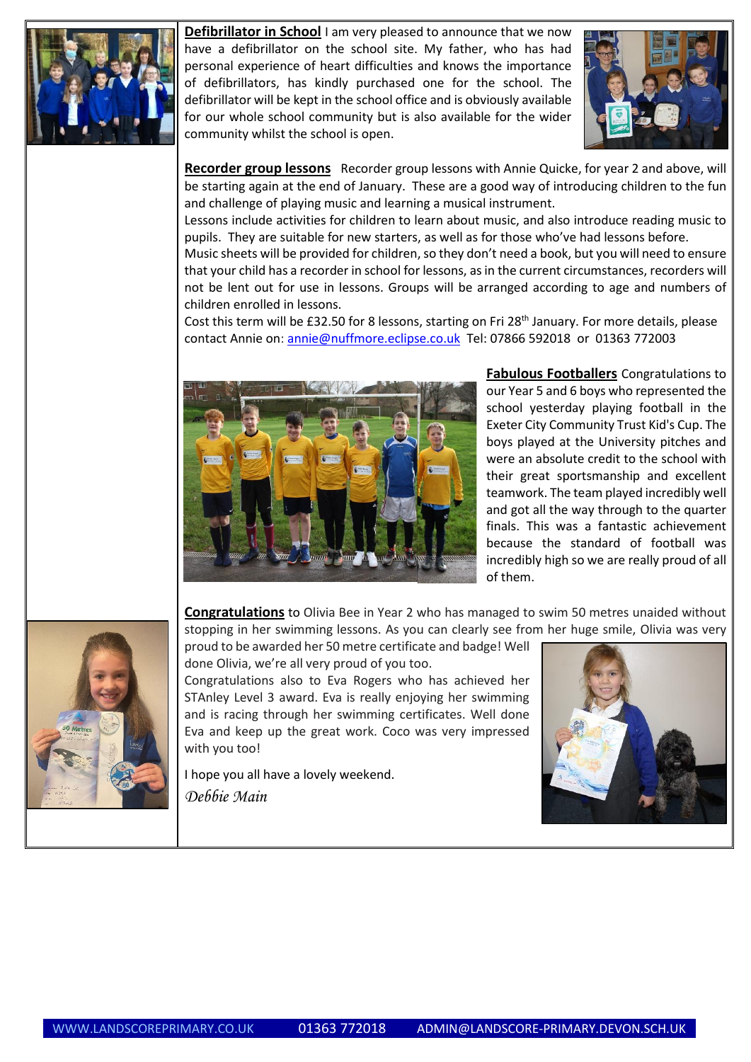**Defibrillator in School** I am very pleased to announce that we now have a defibrillator on the school site. My father, who has had personal experience of heart difficulties and knows the importance of defibrillators, has kindly purchased one for the school. The defibrillator will be kept in the school office and is obviously available for our whole school community but is also available for the wider community whilst the school is open.

**Recorder group lessons** Recorder group lessons with Annie Quicke, for year 2 and above, will be starting again at the end of January. These are a good way of introducing children to the fun and challenge of playing music and learning a musical instrument.

Lessons include activities for children to learn about music, and also introduce reading music to pupils. They are suitable for new starters, as well as for those who've had lessons before.

Music sheets will be provided for children, so they don't need a book, but you will need to ensure that your child has a recorder in school for lessons, as in the current circumstances, recorders will not be lent out for use in lessons. Groups will be arranged according to age and numbers of children enrolled in lessons.

Cost this term will be £32.50 for 8 lessons, starting on Fri 28th January. For more details, please contact Annie on: annie@nuffmore.eclipse.co.uk Tel: 07866 592018 or 01363 772003

**Fabulous Footballers** Congratulations to our Year 5 and 6 boys who represented the school yesterday playing football in the Exeter City Community Trust Kid's Cup. The boys played at the University pitches and were an absolute credit to the school with their great sportsmanship and excellent teamwork. The team played incredibly well and got all the way through to the quarter finals. This was a fantastic achievement because the standard of football was incredibly high so we are really proud of all of them.

**Congratulations** to Olivia Bee in Year 2 who has managed to swim 50 metres unaided without stopping in her swimming lessons. As you can clearly see from her huge smile, Olivia was very proud to be awarded her 50 metre certificate and badge! Well done Olivia, we're all very proud of you too.

Congratulations also to Eva Rogers who has achieved her STAnley Level 3 award. Eva is really enjoying her swimming and is racing through her swimming certificates. Well done Eva and keep up the great work. Coco was very impressed with you too!

I hope you all have a lovely weekend.

*Debbie Main*

WWW.LANDSCOREPRIMARY.CO.UK 01363 772018 ADMIN@LANDSCORE-PRIMARY.DEVON.SCH.UK